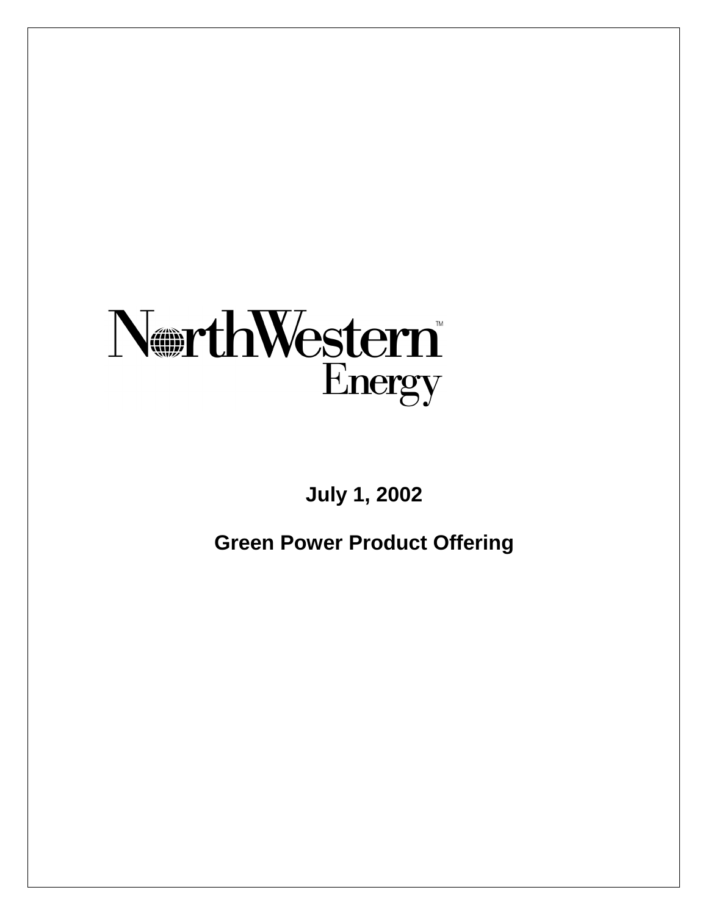NorthWestern™
Energy

**July 1, 2002**

**Green Power Product Offering**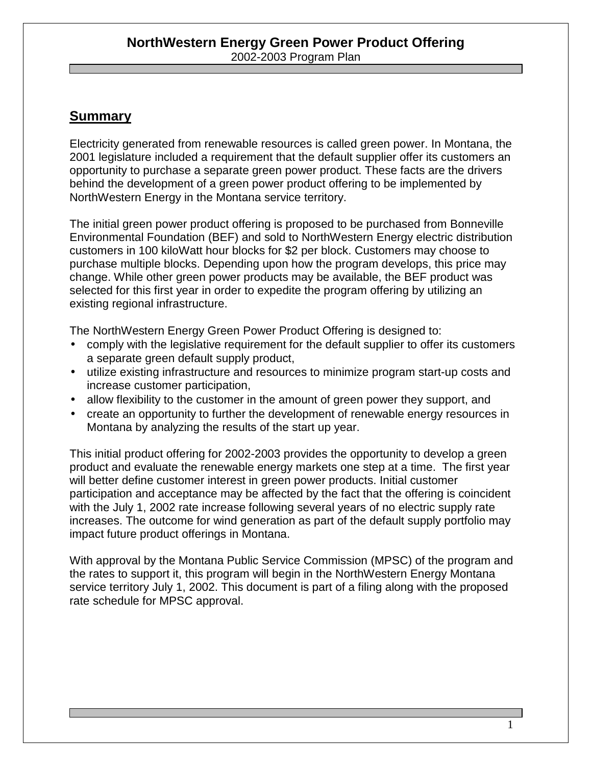# NorthWestern Energy Green Power Product Offering

2002-2003 Program Plan

## Summary

Electricity generated from renewable resources is called green power. In Montana, the 2001 legislature included a requirement that the default supplier offer its customers an opportunity to purchase a separate green power product. These facts are the drivers behind the development of a green power product offering to be implemented by NorthWestern Energy in the Montana service territory.

The initial green power product offering is proposed to be purchased from Bonneville Environmental Foundation (BEF) and sold to NorthWestern Energy electric distribution customers in 100 kiloWatt hour blocks for $2 per block. Customers may choose to purchase multiple blocks. Depending upon how the program develops, this price may change. While other green power products may be available, the BEF product was selected for this first year in order to expedite the program offering by utilizing an existing regional infrastructure.

The NorthWestern Energy Green Power Product Offering is designed to:

- comply with the legislative requirement for the default supplier to offer its customers a separate green default supply product,
- utilize existing infrastructure and resources to minimize program start-up costs and increase customer participation,
- allow flexibility to the customer in the amount of green power they support, and
- create an opportunity to further the development of renewable energy resources in Montana by analyzing the results of the start up year.

This initial product offering for 2002-2003 provides the opportunity to develop a green product and evaluate the renewable energy markets one step at a time. The first year will better define customer interest in green power products. Initial customer participation and acceptance may be affected by the fact that the offering is coincident with the July 1, 2002 rate increase following several years of no electric supply rate increases. The outcome for wind generation as part of the default supply portfolio may impact future product offerings in Montana.

With approval by the Montana Public Service Commission (MPSC) of the program and the rates to support it, this program will begin in the NorthWestern Energy Montana service territory July 1, 2002. This document is part of a filing along with the proposed rate schedule for MPSC approval.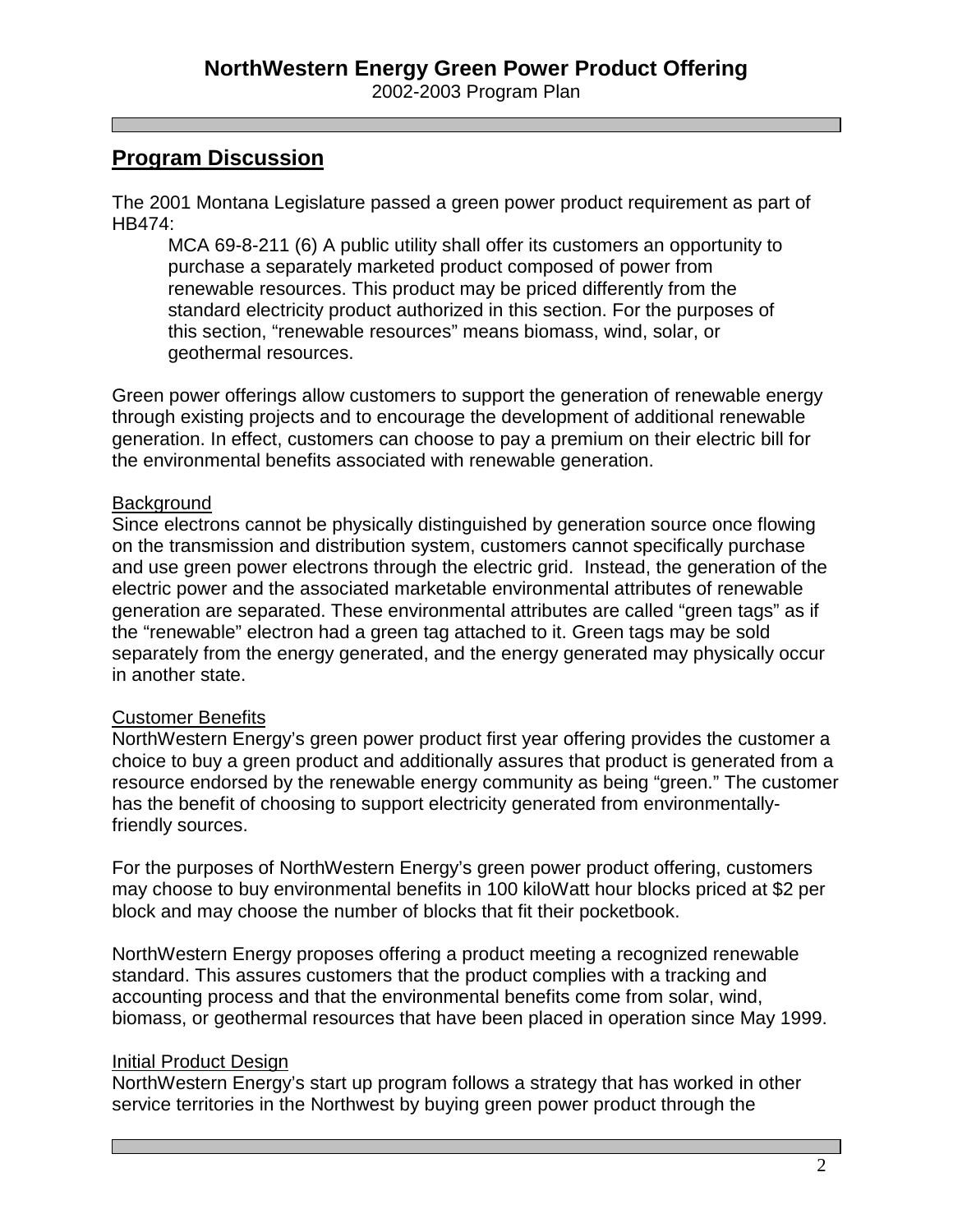## Program Discussion

The 2001 Montana Legislature passed a green power product requirement as part of HB474:

> MCA 69-8-211 (6) A public utility shall offer its customers an opportunity to purchase a separately marketed product composed of power from renewable resources. This product may be priced differently from the standard electricity product authorized in this section. For the purposes of this section, "renewable resources" means biomass, wind, solar, or geothermal resources.

Green power offerings allow customers to support the generation of renewable energy through existing projects and to encourage the development of additional renewable generation. In effect, customers can choose to pay a premium on their electric bill for the environmental benefits associated with renewable generation.

### Background

Since electrons cannot be physically distinguished by generation source once flowing on the transmission and distribution system, customers cannot specifically purchase and use green power electrons through the electric grid. Instead, the generation of the electric power and the associated marketable environmental attributes of renewable generation are separated. These environmental attributes are called "green tags" as if the "renewable" electron had a green tag attached to it. Green tags may be sold separately from the energy generated, and the energy generated may physically occur in another state.

### Customer Benefits

NorthWestern Energy's green power product first year offering provides the customer a choice to buy a green product and additionally assures that product is generated from a resource endorsed by the renewable energy community as being "green." The customer has the benefit of choosing to support electricity generated from environmentally-friendly sources.

For the purposes of NorthWestern Energy's green power product offering, customers may choose to buy environmental benefits in 100 kiloWatt hour blocks priced at $2 per block and may choose the number of blocks that fit their pocketbook.

NorthWestern Energy proposes offering a product meeting a recognized renewable standard. This assures customers that the product complies with a tracking and accounting process and that the environmental benefits come from solar, wind, biomass, or geothermal resources that have been placed in operation since May 1999.

### Initial Product Design

NorthWestern Energy's start up program follows a strategy that has worked in other service territories in the Northwest by buying green power product through the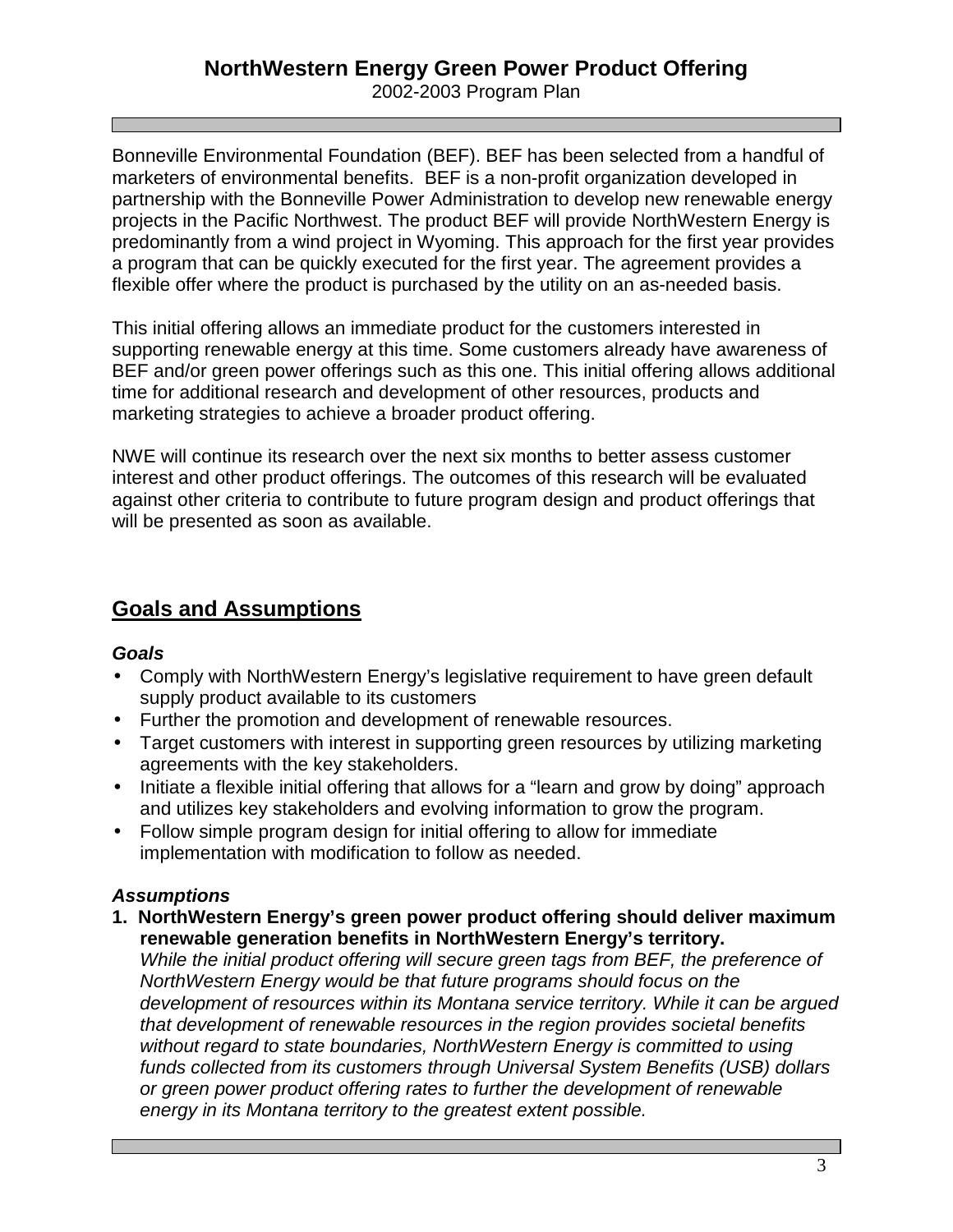Bonneville Environmental Foundation (BEF). BEF has been selected from a handful of marketers of environmental benefits. BEF is a non-profit organization developed in partnership with the Bonneville Power Administration to develop new renewable energy projects in the Pacific Northwest. The product BEF will provide NorthWestern Energy is predominantly from a wind project in Wyoming. This approach for the first year provides a program that can be quickly executed for the first year. The agreement provides a flexible offer where the product is purchased by the utility on an as-needed basis.

This initial offering allows an immediate product for the customers interested in supporting renewable energy at this time. Some customers already have awareness of BEF and/or green power offerings such as this one. This initial offering allows additional time for additional research and development of other resources, products and marketing strategies to achieve a broader product offering.

NWE will continue its research over the next six months to better assess customer interest and other product offerings. The outcomes of this research will be evaluated against other criteria to contribute to future program design and product offerings that will be presented as soon as available.

## Goals and Assumptions

***Goals***

- Comply with NorthWestern Energy's legislative requirement to have green default supply product available to its customers
- Further the promotion and development of renewable resources.
- Target customers with interest in supporting green resources by utilizing marketing agreements with the key stakeholders.
- Initiate a flexible initial offering that allows for a "learn and grow by doing" approach and utilizes key stakeholders and evolving information to grow the program.
- Follow simple program design for initial offering to allow for immediate implementation with modification to follow as needed.

***Assumptions***

1. **NorthWestern Energy's green power product offering should deliver maximum renewable generation benefits in NorthWestern Energy's territory.**
   *While the initial product offering will secure green tags from BEF, the preference of NorthWestern Energy would be that future programs should focus on the development of resources within its Montana service territory. While it can be argued that development of renewable resources in the region provides societal benefits without regard to state boundaries, NorthWestern Energy is committed to using funds collected from its customers through Universal System Benefits (USB) dollars or green power product offering rates to further the development of renewable energy in its Montana territory to the greatest extent possible.*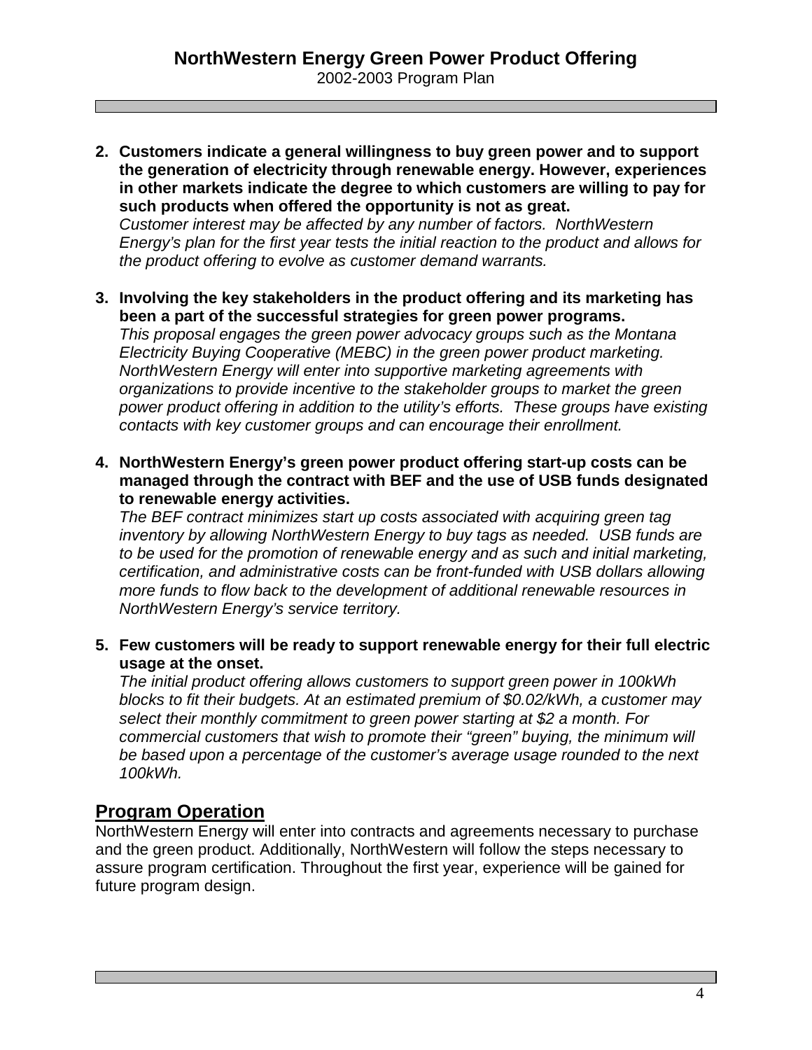2. **Customers indicate a general willingness to buy green power and to support the generation of electricity through renewable energy. However, experiences in other markets indicate the degree to which customers are willing to pay for such products when offered the opportunity is not as great.**
   *Customer interest may be affected by any number of factors. NorthWestern Energy's plan for the first year tests the initial reaction to the product and allows for the product offering to evolve as customer demand warrants.*

3. **Involving the key stakeholders in the product offering and its marketing has been a part of the successful strategies for green power programs.**
   *This proposal engages the green power advocacy groups such as the Montana Electricity Buying Cooperative (MEBC) in the green power product marketing. NorthWestern Energy will enter into supportive marketing agreements with organizations to provide incentive to the stakeholder groups to market the green power product offering in addition to the utility's efforts. These groups have existing contacts with key customer groups and can encourage their enrollment.*

4. **NorthWestern Energy's green power product offering start-up costs can be managed through the contract with BEF and the use of USB funds designated to renewable energy activities.**
   *The BEF contract minimizes start up costs associated with acquiring green tag inventory by allowing NorthWestern Energy to buy tags as needed. USB funds are to be used for the promotion of renewable energy and as such and initial marketing, certification, and administrative costs can be front-funded with USB dollars allowing more funds to flow back to the development of additional renewable resources in NorthWestern Energy's service territory.*

5. **Few customers will be ready to support renewable energy for their full electric usage at the onset.**
   *The initial product offering allows customers to support green power in 100kWh blocks to fit their budgets. At an estimated premium of $0.02/kWh, a customer may select their monthly commitment to green power starting at $2 a month. For commercial customers that wish to promote their "green" buying, the minimum will be based upon a percentage of the customer's average usage rounded to the next 100kWh.*

## Program Operation

NorthWestern Energy will enter into contracts and agreements necessary to purchase and the green product. Additionally, NorthWestern will follow the steps necessary to assure program certification. Throughout the first year, experience will be gained for future program design.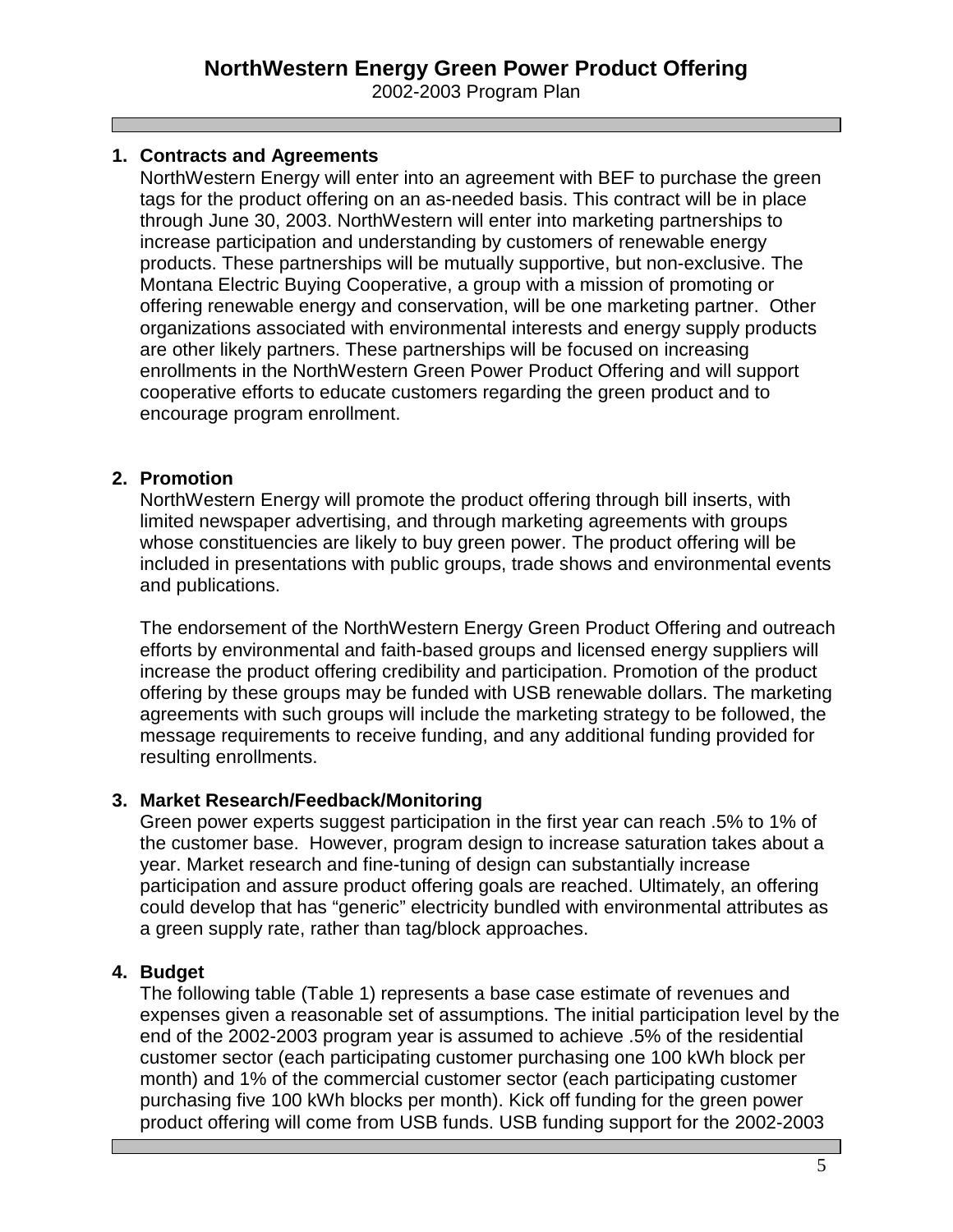1. **Contracts and Agreements**
   NorthWestern Energy will enter into an agreement with BEF to purchase the green tags for the product offering on an as-needed basis. This contract will be in place through June 30, 2003. NorthWestern will enter into marketing partnerships to increase participation and understanding by customers of renewable energy products. These partnerships will be mutually supportive, but non-exclusive. The Montana Electric Buying Cooperative, a group with a mission of promoting or offering renewable energy and conservation, will be one marketing partner. Other organizations associated with environmental interests and energy supply products are other likely partners. These partnerships will be focused on increasing enrollments in the NorthWestern Green Power Product Offering and will support cooperative efforts to educate customers regarding the green product and to encourage program enrollment.

2. **Promotion**
   NorthWestern Energy will promote the product offering through bill inserts, with limited newspaper advertising, and through marketing agreements with groups whose constituencies are likely to buy green power. The product offering will be included in presentations with public groups, trade shows and environmental events and publications.

   The endorsement of the NorthWestern Energy Green Product Offering and outreach efforts by environmental and faith-based groups and licensed energy suppliers will increase the product offering credibility and participation. Promotion of the product offering by these groups may be funded with USB renewable dollars. The marketing agreements with such groups will include the marketing strategy to be followed, the message requirements to receive funding, and any additional funding provided for resulting enrollments.

3. **Market Research/Feedback/Monitoring**
   Green power experts suggest participation in the first year can reach .5% to 1% of the customer base. However, program design to increase saturation takes about a year. Market research and fine-tuning of design can substantially increase participation and assure product offering goals are reached. Ultimately, an offering could develop that has "generic" electricity bundled with environmental attributes as a green supply rate, rather than tag/block approaches.

4. **Budget**
   The following table (Table 1) represents a base case estimate of revenues and expenses given a reasonable set of assumptions. The initial participation level by the end of the 2002-2003 program year is assumed to achieve .5% of the residential customer sector (each participating customer purchasing one 100 kWh block per month) and 1% of the commercial customer sector (each participating customer purchasing five 100 kWh blocks per month). Kick off funding for the green power product offering will come from USB funds. USB funding support for the 2002-2003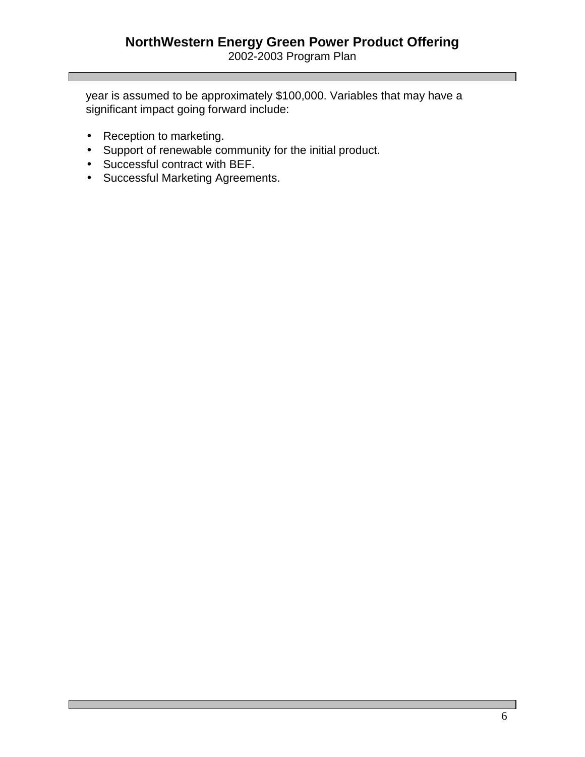year is assumed to be approximately $100,000. Variables that may have a significant impact going forward include:

- Reception to marketing.
- Support of renewable community for the initial product.
- Successful contract with BEF.
- Successful Marketing Agreements.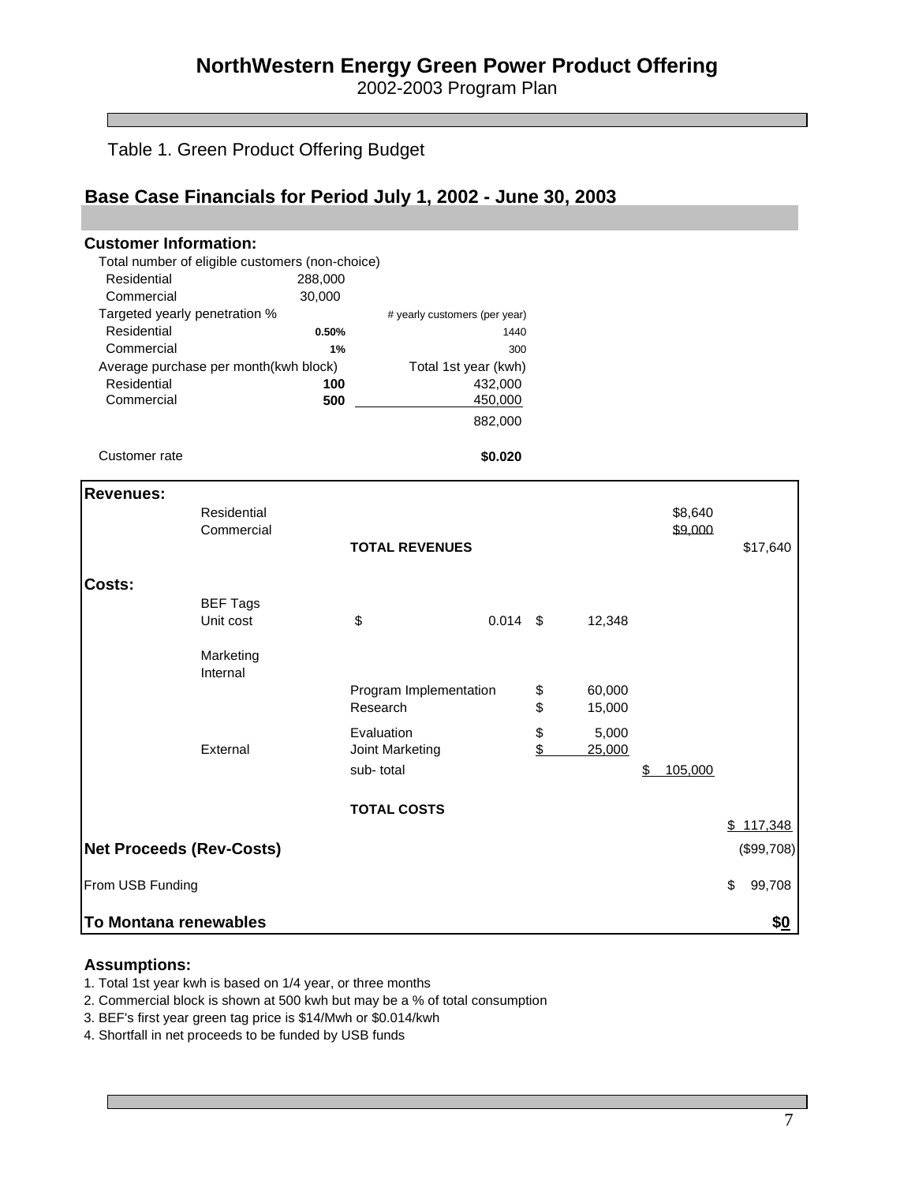# NorthWestern Energy Green Power Product Offering

2002-2003 Program Plan

Table 1. Green Product Offering Budget

## Base Case Financials for Period July 1, 2002 - June 30, 2003

**Customer Information:**

| | | | |
|---|---|---|---|
| Total number of eligible customers (non-choice) | | | |
| Residential | 288,000 | | |
| Commercial | 30,000 | | |
| Targeted yearly penetration % | | # yearly customers (per year) | |
| Residential | **0.50%** | 1440 | |
| Commercial | **1%** | 300 | |
| Average purchase per month(kwh block) | | Total 1st year (kwh) | |
| Residential | **100** | 432,000 | |
| Commercial | **500** | 450,000 | |
| | | 882,000 | |
| Customer rate | | **$0.020** | |

| | | | | | |
|---|---|---|---|---|---|
| **Revenues:** | | | | | |
| | Residential | | | $8,640 | |
| | Commercial | | | $9,000 | |
| | | **TOTAL REVENUES** | | | $17,640 |
| **Costs:** | | | | | |
| | BEF Tags | | | | |
| | Unit cost | $ 0.014 | $ 12,348 | | |
| | Marketing | | | | |
| | Internal | | | | |
| | | Program Implementation | $ 60,000 | | |
| | | Research | $ 15,000 | | |
| | | Evaluation | $ 5,000 | | |
| | External | Joint Marketing | $ 25,000 | | |
| | | sub- total | | $ 105,000 | |
| | | **TOTAL COSTS** | | | $ 117,348 |
| **Net Proceeds (Rev-Costs)** | | | | | ($99,708) |
| From USB Funding | | | | | $ 99,708 |
| **To Montana renewables** | | | | | **$0** |

**Assumptions:**

1. Total 1st year kwh is based on 1/4 year, or three months
2. Commercial block is shown at 500 kwh but may be a % of total consumption
3. BEF's first year green tag price is $14/Mwh or $0.014/kwh
4. Shortfall in net proceeds to be funded by USB funds